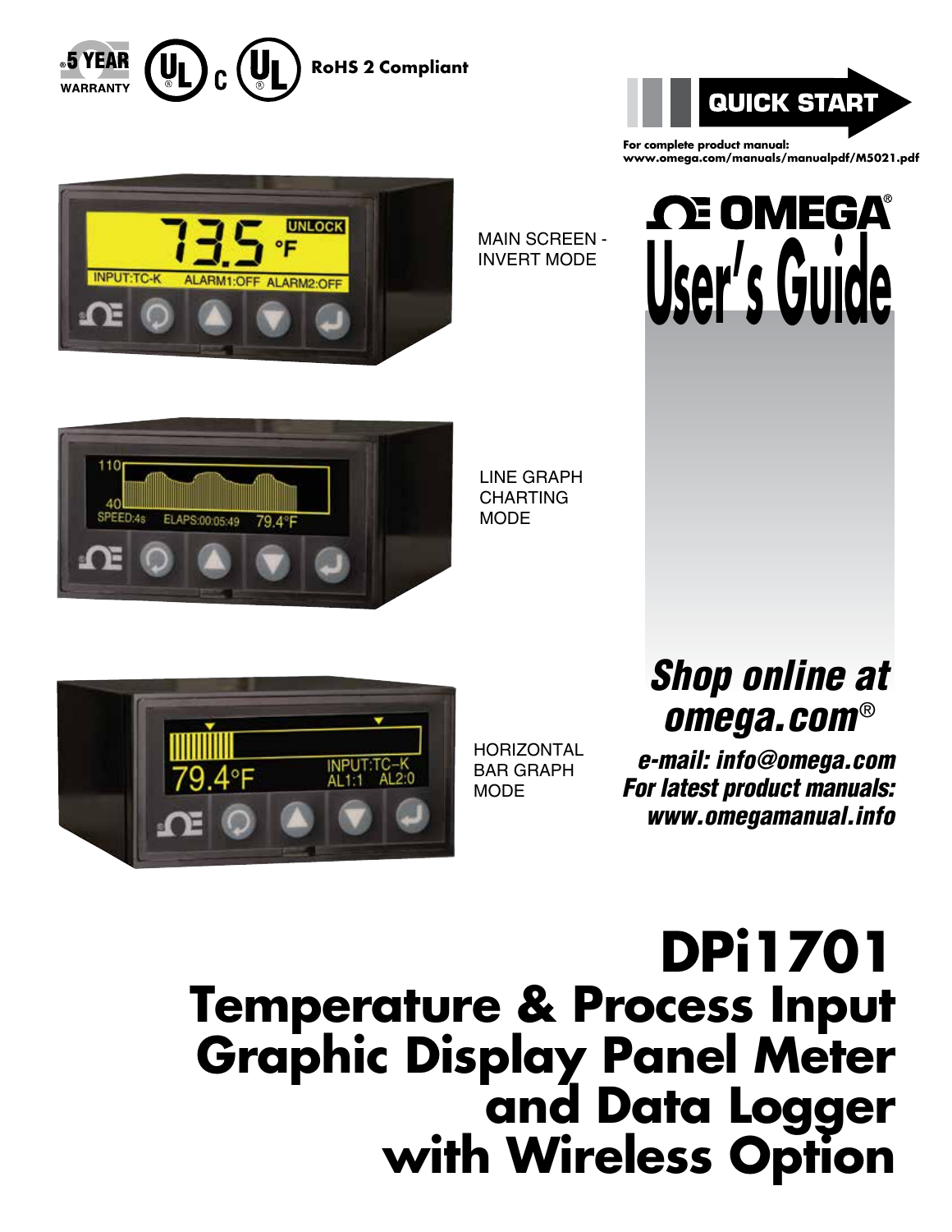5 YEAR WARRANTY

RoHS 2 Compliant

**QUICK START**

For complete product manual:
www.omega.com/manuals/manualpdf/M5021.pdf

MAIN SCREEN - INVERT MODE

LINE GRAPH CHARTING MODE

HORIZONTAL BAR GRAPH MODE

# OMEGA® User's Guide

***Shop online at omega.com®***

***e-mail: info@omega.com***
***For latest product manuals: www.omegamanual.info***

# DPi1701
# Temperature & Process Input Graphic Display Panel Meter and Data Logger with Wireless Option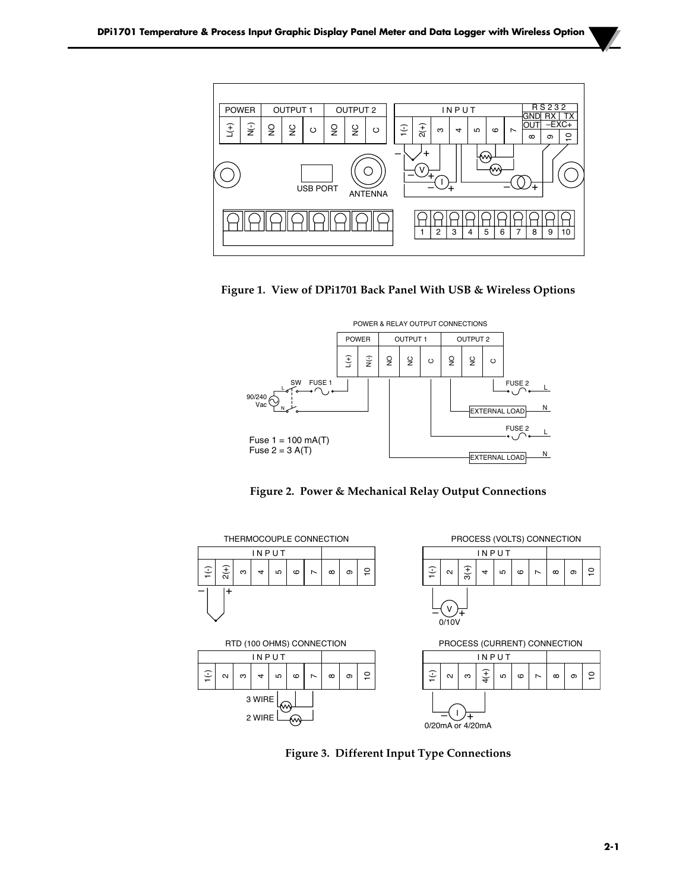Figure 1. View of DPi1701 Back Panel With USB & Wireless Options

Figure 2. Power & Mechanical Relay Output Connections

Figure 3. Different Input Type Connections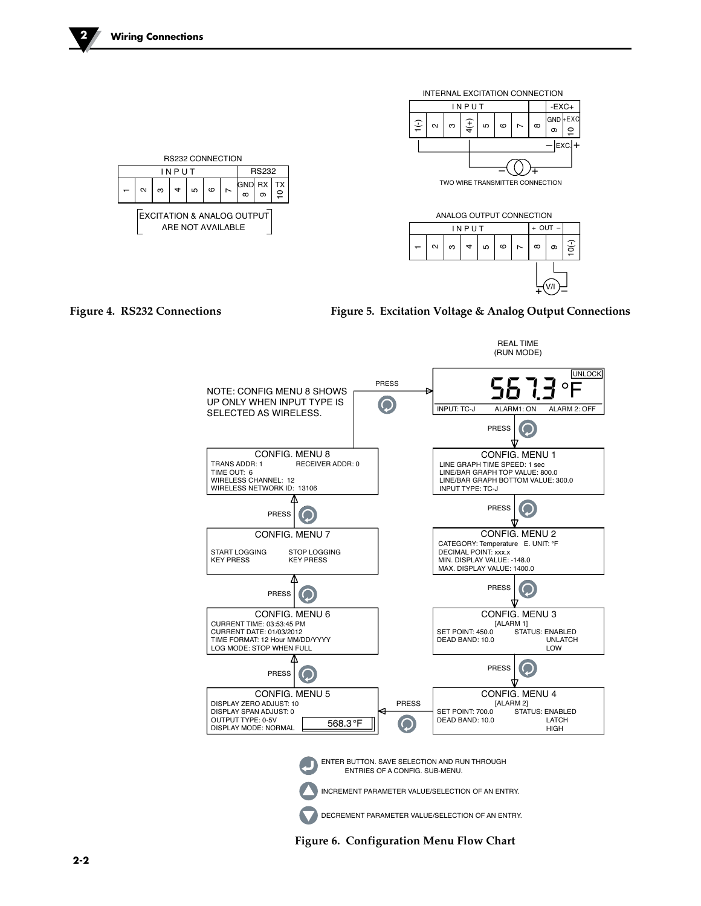RS232 CONNECTION

| INPUT | | | | | | | RS232 | | |
|---|---|---|---|---|---|---|---|---|---|
| 1 | 2 | 3 | 4 | 5 | 6 | 7 | GND 8 | RX 9 | TX 10 |

EXCITATION & ANALOG OUTPUT ARE NOT AVAILABLE

**Figure 4. RS232 Connections**

INTERNAL EXCITATION CONNECTION

| INPUT | | | | | | | | -EXC+ | |
|---|---|---|---|---|---|---|---|---|---|
| 1(-) | 2 | 3 | 4(+) | 5 | 6 | 7 | 8 | GND 9 | +EXC 10 |

TWO WIRE TRANSMITTER CONNECTION

ANALOG OUTPUT CONNECTION

| INPUT | | | | | | | + OUT – | | |
|---|---|---|---|---|---|---|---|---|---|
| 1 | 2 | 3 | 4 | 5 | 6 | 7 | 8 | 9 | 10(-) |

**Figure 5. Excitation Voltage & Analog Output Connections**

REAL TIME (RUN MODE)

UNLOCK
567.3 °F
INPUT: TC-J ALARM1: ON ALARM 2: OFF

NOTE: CONFIG MENU 8 SHOWS UP ONLY WHEN INPUT TYPE IS SELECTED AS WIRELESS.

PRESS

CONFIG. MENU 1
LINE GRAPH TIME SPEED: 1 sec
LINE/BAR GRAPH TOP VALUE: 800.0
LINE/BAR GRAPH BOTTOM VALUE: 300.0
INPUT TYPE: TC-J

CONFIG. MENU 2
CATEGORY: Temperature E. UNIT: °F
DECIMAL POINT: xxx.x
MIN. DISPLAY VALUE: -148.0
MAX. DISPLAY VALUE: 1400.0

CONFIG. MENU 3
[ALARM 1]
SET POINT: 450.0 STATUS: ENABLED
DEAD BAND: 10.0 UNLATCH
LOW

CONFIG. MENU 4
[ALARM 2]
SET POINT: 700.0 STATUS: ENABLED
DEAD BAND: 10.0 LATCH
HIGH

CONFIG. MENU 5
DISPLAY ZERO ADJUST: 10
DISPLAY SPAN ADJUST: 0
OUTPUT TYPE: 0-5V
DISPLAY MODE: NORMAL
568.3 °F

CONFIG. MENU 6
CURRENT TIME: 03:53:45 PM
CURRENT DATE: 01/03/2012
TIME FORMAT: 12 Hour MM/DD/YYYY
LOG MODE: STOP WHEN FULL

CONFIG. MENU 7
START LOGGING KEY PRESS
STOP LOGGING KEY PRESS

CONFIG. MENU 8
TRANS ADDR: 1 RECEIVER ADDR: 0
TIME OUT: 6
WIRELESS CHANNEL: 12
WIRELESS NETWORK ID: 13106

ENTER BUTTON. SAVE SELECTION AND RUN THROUGH ENTRIES OF A CONFIG. SUB-MENU.

INCREMENT PARAMETER VALUE/SELECTION OF AN ENTRY.

DECREMENT PARAMETER VALUE/SELECTION OF AN ENTRY.

**Figure 6. Configuration Menu Flow Chart**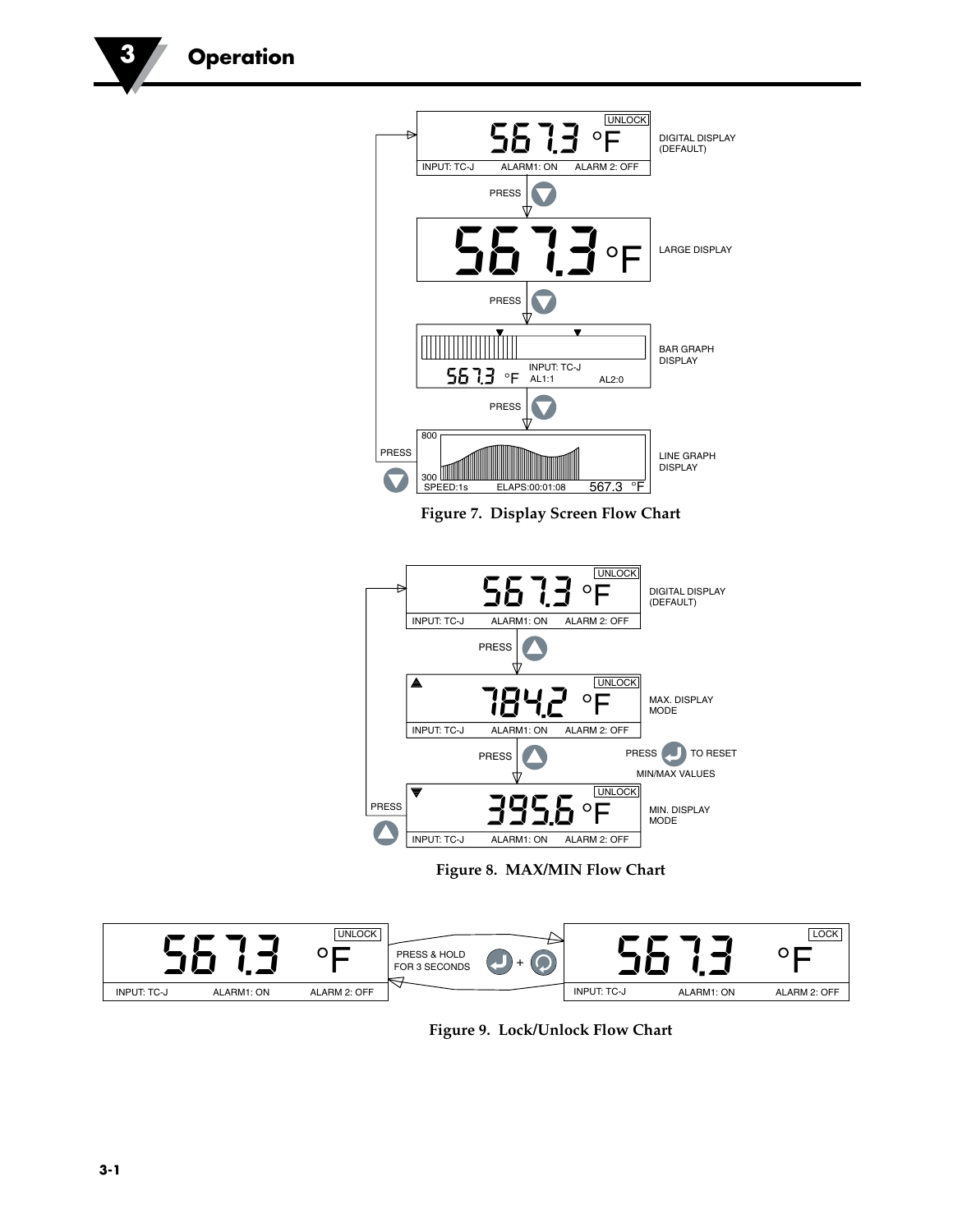# 3 Operation

UNLOCK

567.3 °F

INPUT: TC-J ALARM1: ON ALARM 2: OFF

DIGITAL DISPLAY (DEFAULT)

PRESS

567.3 °F

LARGE DISPLAY

PRESS

567.3 °F INPUT: TC-J AL1:1 AL2:0

BAR GRAPH DISPLAY

PRESS

800

300

SPEED:1s ELAPS:00:01:08 567.3 °F

LINE GRAPH DISPLAY

PRESS

**Figure 7. Display Screen Flow Chart**

UNLOCK

567.3 °F

INPUT: TC-J ALARM1: ON ALARM 2: OFF

DIGITAL DISPLAY (DEFAULT)

PRESS

UNLOCK

784.2 °F

INPUT: TC-J ALARM1: ON ALARM 2: OFF

MAX. DISPLAY MODE

PRESS

PRESS TO RESET MIN/MAX VALUES

UNLOCK

395.6 °F

INPUT: TC-J ALARM1: ON ALARM 2: OFF

MIN. DISPLAY MODE

PRESS

**Figure 8. MAX/MIN Flow Chart**

UNLOCK

567.3 °F

INPUT: TC-J ALARM1: ON ALARM 2: OFF

PRESS & HOLD FOR 3 SECONDS +

LOCK

567.3 °F

INPUT: TC-J ALARM1: ON ALARM 2: OFF

**Figure 9. Lock/Unlock Flow Chart**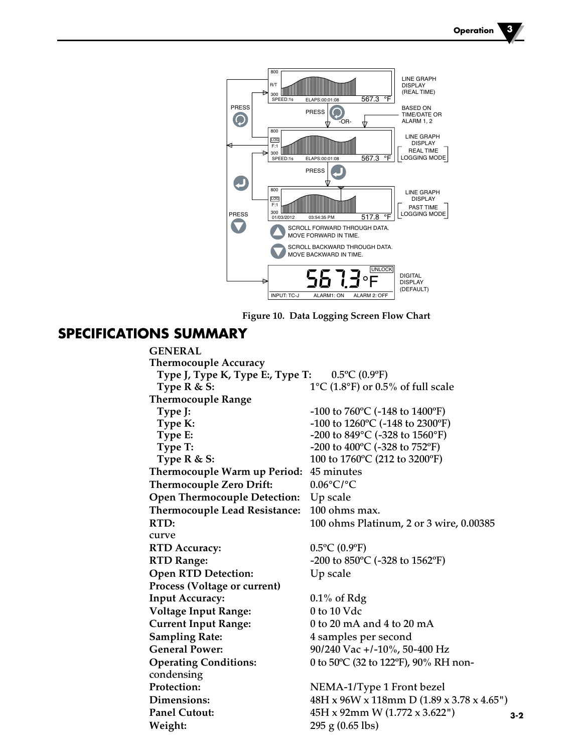Figure 10. Data Logging Screen Flow Chart

## SPECIFICATIONS SUMMARY

**GENERAL**

**Thermocouple Accuracy**

| | |
|---|---|
| **Type J, Type K, Type E:, Type T:** | 0.5ºC (0.9ºF) |
| **Type R & S:** | 1°C (1.8°F) or 0.5% of full scale |

**Thermocouple Range**

| | |
|---|---|
| **Type J:** | -100 to 760ºC (-148 to 1400ºF) |
| **Type K:** | -100 to 1260ºC (-148 to 2300ºF) |
| **Type E:** | -200 to 849°C (-328 to 1560°F) |
| **Type T:** | -200 to 400ºC (-328 to 752ºF) |
| **Type R & S:** | 100 to 1760ºC (212 to 3200ºF) |
| **Thermocouple Warm up Period:** | 45 minutes |
| **Thermocouple Zero Drift:** | 0.06°C/°C |
| **Open Thermocouple Detection:** | Up scale |
| **Thermocouple Lead Resistance:** | 100 ohms max. |
| **RTD:** | 100 ohms Platinum, 2 or 3 wire, 0.00385 curve |
| **RTD Accuracy:** | 0.5ºC (0.9ºF) |
| **RTD Range:** | -200 to 850ºC (-328 to 1562ºF) |
| **Open RTD Detection:** | Up scale |

**Process (Voltage or current)**

| | |
|---|---|
| **Input Accuracy:** | 0.1% of Rdg |
| **Voltage Input Range:** | 0 to 10 Vdc |
| **Current Input Range:** | 0 to 20 mA and 4 to 20 mA |
| **Sampling Rate:** | 4 samples per second |
| **General Power:** | 90/240 Vac +/-10%, 50-400 Hz |
| **Operating Conditions:** | 0 to 50ºC (32 to 122ºF), 90% RH non-condensing |
| **Protection:** | NEMA-1/Type 1 Front bezel |
| **Dimensions:** | 48H x 96W x 118mm D (1.89 x 3.78 x 4.65") |
| **Panel Cutout:** | 45H x 92mm W (1.772 x 3.622") |
| **Weight:** | 295 g (0.65 lbs) |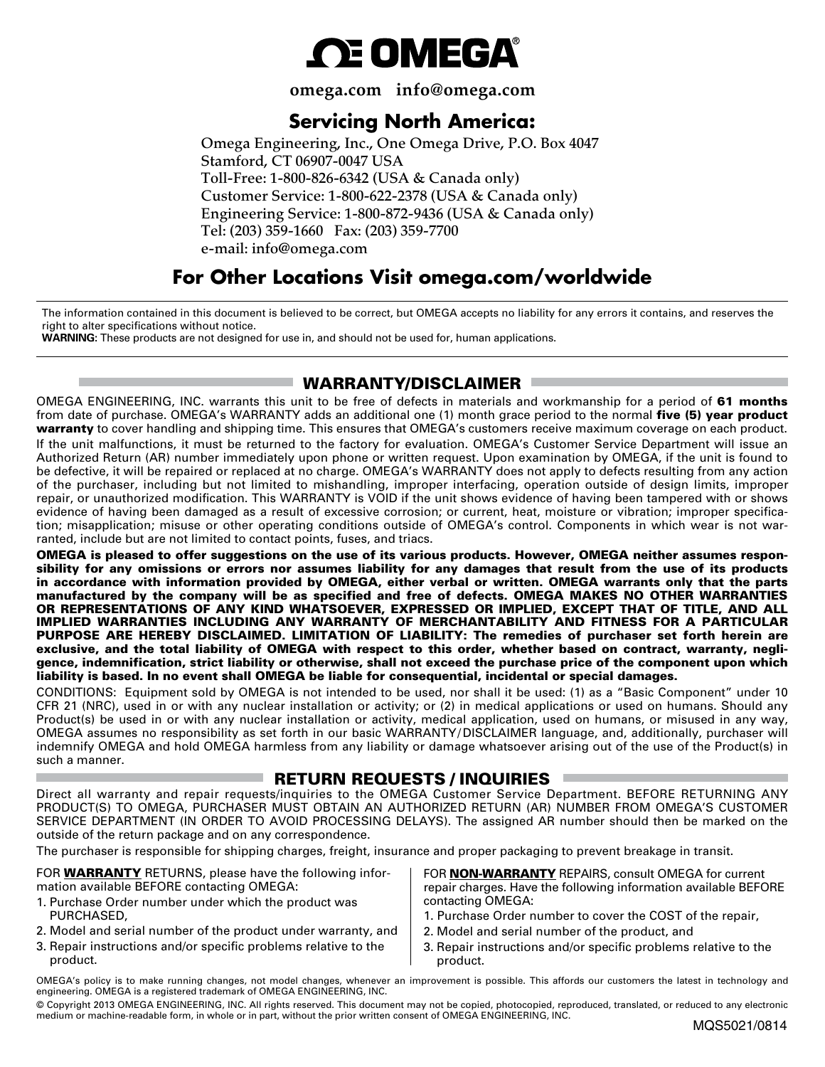# OMEGA®

**omega.com info@omega.com**

## Servicing North America:

Omega Engineering, Inc., One Omega Drive, P.O. Box 4047
Stamford, CT 06907-0047 USA
Toll-Free: 1-800-826-6342 (USA & Canada only)
Customer Service: 1-800-622-2378 (USA & Canada only)
Engineering Service: 1-800-872-9436 (USA & Canada only)
Tel: (203) 359-1660 Fax: (203) 359-7700
e-mail: info@omega.com

## For Other Locations Visit omega.com/worldwide

The information contained in this document is believed to be correct, but OMEGA accepts no liability for any errors it contains, and reserves the right to alter specifications without notice.
**WARNING**: These products are not designed for use in, and should not be used for, human applications.

## WARRANTY/DISCLAIMER

OMEGA ENGINEERING, INC. warrants this unit to be free of defects in materials and workmanship for a period of **61 months** from date of purchase. OMEGA's WARRANTY adds an additional one (1) month grace period to the normal **five (5) year product warranty** to cover handling and shipping time. This ensures that OMEGA's customers receive maximum coverage on each product.

If the unit malfunctions, it must be returned to the factory for evaluation. OMEGA's Customer Service Department will issue an Authorized Return (AR) number immediately upon phone or written request. Upon examination by OMEGA, if the unit is found to be defective, it will be repaired or replaced at no charge. OMEGA's WARRANTY does not apply to defects resulting from any action of the purchaser, including but not limited to mishandling, improper interfacing, operation outside of design limits, improper repair, or unauthorized modification. This WARRANTY is VOID if the unit shows evidence of having been tampered with or shows evidence of having been damaged as a result of excessive corrosion; or current, heat, moisture or vibration; improper specification; misapplication; misuse or other operating conditions outside of OMEGA's control. Components in which wear is not warranted, include but are not limited to contact points, fuses, and triacs.

**OMEGA is pleased to offer suggestions on the use of its various products. However, OMEGA neither assumes responsibility for any omissions or errors nor assumes liability for any damages that result from the use of its products in accordance with information provided by OMEGA, either verbal or written. OMEGA warrants only that the parts manufactured by the company will be as specified and free of defects. OMEGA MAKES NO OTHER WARRANTIES OR REPRESENTATIONS OF ANY KIND WHATSOEVER, EXPRESSED OR IMPLIED, EXCEPT THAT OF TITLE, AND ALL IMPLIED WARRANTIES INCLUDING ANY WARRANTY OF MERCHANTABILITY AND FITNESS FOR A PARTICULAR PURPOSE ARE HEREBY DISCLAIMED. LIMITATION OF LIABILITY: The remedies of purchaser set forth herein are exclusive, and the total liability of OMEGA with respect to this order, whether based on contract, warranty, negligence, indemnification, strict liability or otherwise, shall not exceed the purchase price of the component upon which liability is based. In no event shall OMEGA be liable for consequential, incidental or special damages.**

CONDITIONS: Equipment sold by OMEGA is not intended to be used, nor shall it be used: (1) as a "Basic Component" under 10 CFR 21 (NRC), used in or with any nuclear installation or activity; or (2) in medical applications or used on humans. Should any Product(s) be used in or with any nuclear installation or activity, medical application, used on humans, or misused in any way, OMEGA assumes no responsibility as set forth in our basic WARRANTY/DISCLAIMER language, and, additionally, purchaser will indemnify OMEGA and hold OMEGA harmless from any liability or damage whatsoever arising out of the use of the Product(s) in such a manner.

## RETURN REQUESTS / INQUIRIES

Direct all warranty and repair requests/inquiries to the OMEGA Customer Service Department. BEFORE RETURNING ANY PRODUCT(S) TO OMEGA, PURCHASER MUST OBTAIN AN AUTHORIZED RETURN (AR) NUMBER FROM OMEGA'S CUSTOMER SERVICE DEPARTMENT (IN ORDER TO AVOID PROCESSING DELAYS). The assigned AR number should then be marked on the outside of the return package and on any correspondence.

The purchaser is responsible for shipping charges, freight, insurance and proper packaging to prevent breakage in transit.

FOR **WARRANTY** RETURNS, please have the following information available BEFORE contacting OMEGA:

1. Purchase Order number under which the product was PURCHASED,
2. Model and serial number of the product under warranty, and
3. Repair instructions and/or specific problems relative to the product.

FOR **NON-WARRANTY** REPAIRS, consult OMEGA for current repair charges. Have the following information available BEFORE contacting OMEGA:

1. Purchase Order number to cover the COST of the repair,
2. Model and serial number of the product, and
3. Repair instructions and/or specific problems relative to the product.

OMEGA's policy is to make running changes, not model changes, whenever an improvement is possible. This affords our customers the latest in technology and engineering. OMEGA is a registered trademark of OMEGA ENGINEERING, INC.

© Copyright 2013 OMEGA ENGINEERING, INC. All rights reserved. This document may not be copied, photocopied, reproduced, translated, or reduced to any electronic medium or machine-readable form, in whole or in part, without the prior written consent of OMEGA ENGINEERING, INC.

MQS5021/0814